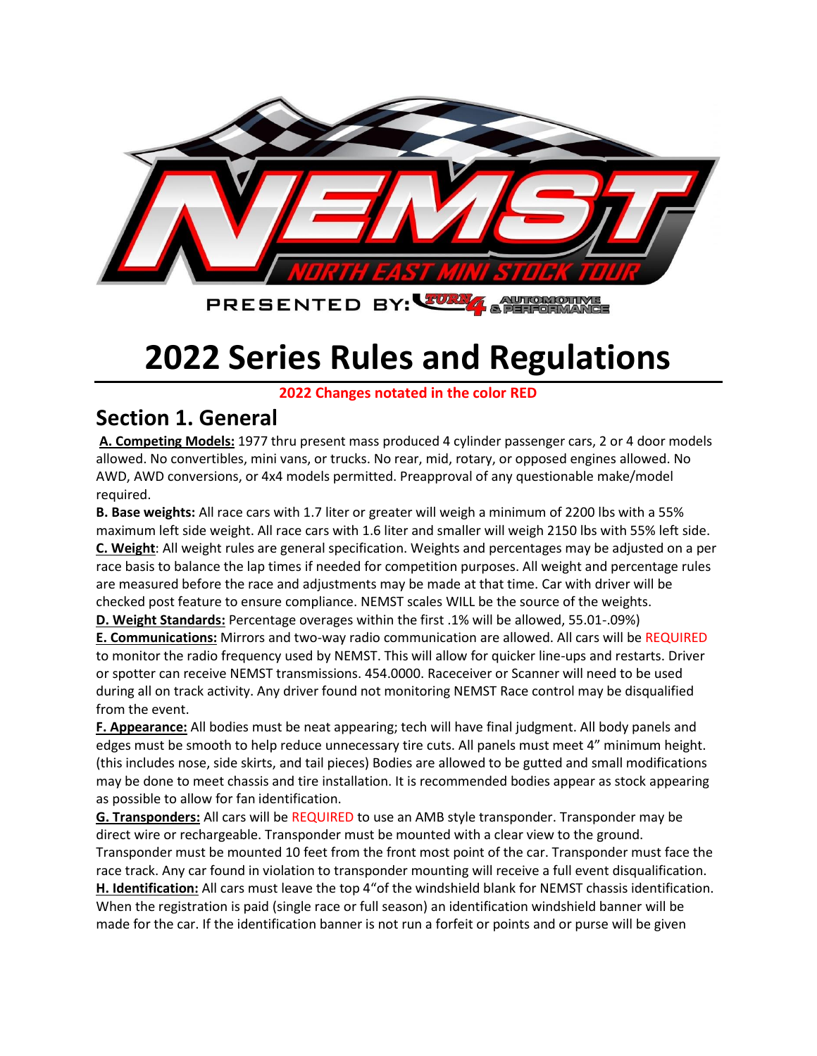NEMST

NORTH EAST MINI STOCK TOUR

PRESENTED BY: TURN 4 AUTOMOTIVE & PERFORMANCE

# 2022 Series Rules and Regulations

**2022 Changes notated in the color RED**

## Section 1. General

**A. Competing Models:** 1977 thru present mass produced 4 cylinder passenger cars, 2 or 4 door models allowed. No convertibles, mini vans, or trucks. No rear, mid, rotary, or opposed engines allowed. No AWD, AWD conversions, or 4x4 models permitted. Preapproval of any questionable make/model required.

**B. Base weights:** All race cars with 1.7 liter or greater will weigh a minimum of 2200 lbs with a 55% maximum left side weight. All race cars with 1.6 liter and smaller will weigh 2150 lbs with 55% left side.

**C. Weight**: All weight rules are general specification. Weights and percentages may be adjusted on a per race basis to balance the lap times if needed for competition purposes. All weight and percentage rules are measured before the race and adjustments may be made at that time. Car with driver will be checked post feature to ensure compliance. NEMST scales WILL be the source of the weights.

**D. Weight Standards:** Percentage overages within the first .1% will be allowed, 55.01-.09%)

**E. Communications:** Mirrors and two-way radio communication are allowed. All cars will be REQUIRED to monitor the radio frequency used by NEMST. This will allow for quicker line-ups and restarts. Driver or spotter can receive NEMST transmissions. 454.0000. Raceceiver or Scanner will need to be used during all on track activity. Any driver found not monitoring NEMST Race control may be disqualified from the event.

**F. Appearance:** All bodies must be neat appearing; tech will have final judgment. All body panels and edges must be smooth to help reduce unnecessary tire cuts. All panels must meet 4" minimum height. (this includes nose, side skirts, and tail pieces) Bodies are allowed to be gutted and small modifications may be done to meet chassis and tire installation. It is recommended bodies appear as stock appearing as possible to allow for fan identification.

**G. Transponders:** All cars will be REQUIRED to use an AMB style transponder. Transponder may be direct wire or rechargeable. Transponder must be mounted with a clear view to the ground. Transponder must be mounted 10 feet from the front most point of the car. Transponder must face the race track. Any car found in violation to transponder mounting will receive a full event disqualification.

**H. Identification:** All cars must leave the top 4"of the windshield blank for NEMST chassis identification. When the registration is paid (single race or full season) an identification windshield banner will be made for the car. If the identification banner is not run a forfeit or points and or purse will be given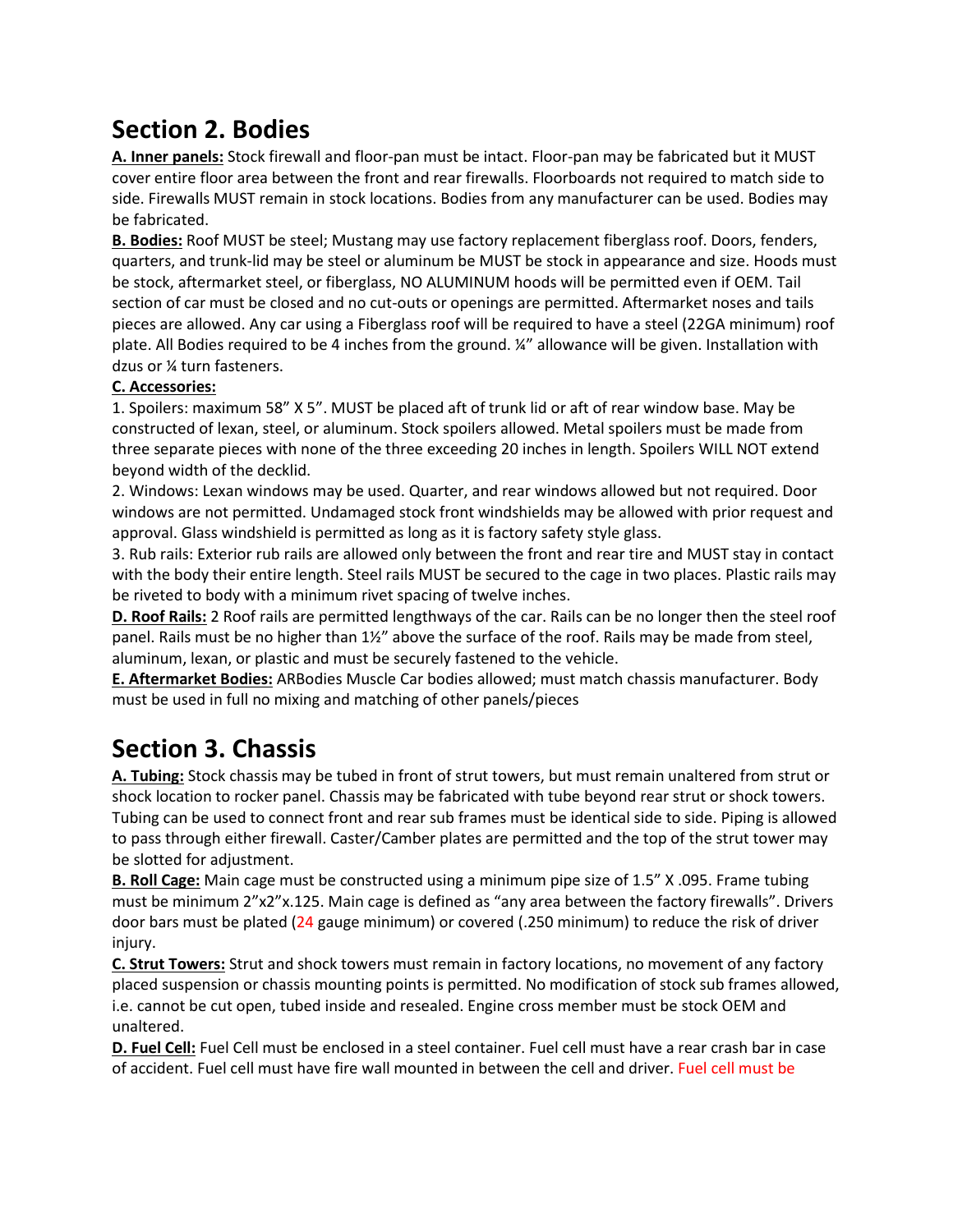## Section 2. Bodies

**A. Inner panels:** Stock firewall and floor-pan must be intact. Floor-pan may be fabricated but it MUST cover entire floor area between the front and rear firewalls. Floorboards not required to match side to side. Firewalls MUST remain in stock locations. Bodies from any manufacturer can be used. Bodies may be fabricated.

**B. Bodies:** Roof MUST be steel; Mustang may use factory replacement fiberglass roof. Doors, fenders, quarters, and trunk-lid may be steel or aluminum be MUST be stock in appearance and size. Hoods must be stock, aftermarket steel, or fiberglass, NO ALUMINUM hoods will be permitted even if OEM. Tail section of car must be closed and no cut-outs or openings are permitted. Aftermarket noses and tails pieces are allowed. Any car using a Fiberglass roof will be required to have a steel (22GA minimum) roof plate. All Bodies required to be 4 inches from the ground. ¼" allowance will be given. Installation with dzus or ¼ turn fasteners.

**C. Accessories:**

1. Spoilers: maximum 58" X 5". MUST be placed aft of trunk lid or aft of rear window base. May be constructed of lexan, steel, or aluminum. Stock spoilers allowed. Metal spoilers must be made from three separate pieces with none of the three exceeding 20 inches in length. Spoilers WILL NOT extend beyond width of the decklid.
2. Windows: Lexan windows may be used. Quarter, and rear windows allowed but not required. Door windows are not permitted. Undamaged stock front windshields may be allowed with prior request and approval. Glass windshield is permitted as long as it is factory safety style glass.
3. Rub rails: Exterior rub rails are allowed only between the front and rear tire and MUST stay in contact with the body their entire length. Steel rails MUST be secured to the cage in two places. Plastic rails may be riveted to body with a minimum rivet spacing of twelve inches.

**D. Roof Rails:** 2 Roof rails are permitted lengthways of the car. Rails can be no longer then the steel roof panel. Rails must be no higher than 1½" above the surface of the roof. Rails may be made from steel, aluminum, lexan, or plastic and must be securely fastened to the vehicle.

**E. Aftermarket Bodies:** ARBodies Muscle Car bodies allowed; must match chassis manufacturer. Body must be used in full no mixing and matching of other panels/pieces

## Section 3. Chassis

**A. Tubing:** Stock chassis may be tubed in front of strut towers, but must remain unaltered from strut or shock location to rocker panel. Chassis may be fabricated with tube beyond rear strut or shock towers. Tubing can be used to connect front and rear sub frames must be identical side to side. Piping is allowed to pass through either firewall. Caster/Camber plates are permitted and the top of the strut tower may be slotted for adjustment.

**B. Roll Cage:** Main cage must be constructed using a minimum pipe size of 1.5" X .095. Frame tubing must be minimum 2"x2"x.125. Main cage is defined as "any area between the factory firewalls". Drivers door bars must be plated (24 gauge minimum) or covered (.250 minimum) to reduce the risk of driver injury.

**C. Strut Towers:** Strut and shock towers must remain in factory locations, no movement of any factory placed suspension or chassis mounting points is permitted. No modification of stock sub frames allowed, i.e. cannot be cut open, tubed inside and resealed. Engine cross member must be stock OEM and unaltered.

**D. Fuel Cell:** Fuel Cell must be enclosed in a steel container. Fuel cell must have a rear crash bar in case of accident. Fuel cell must have fire wall mounted in between the cell and driver. Fuel cell must be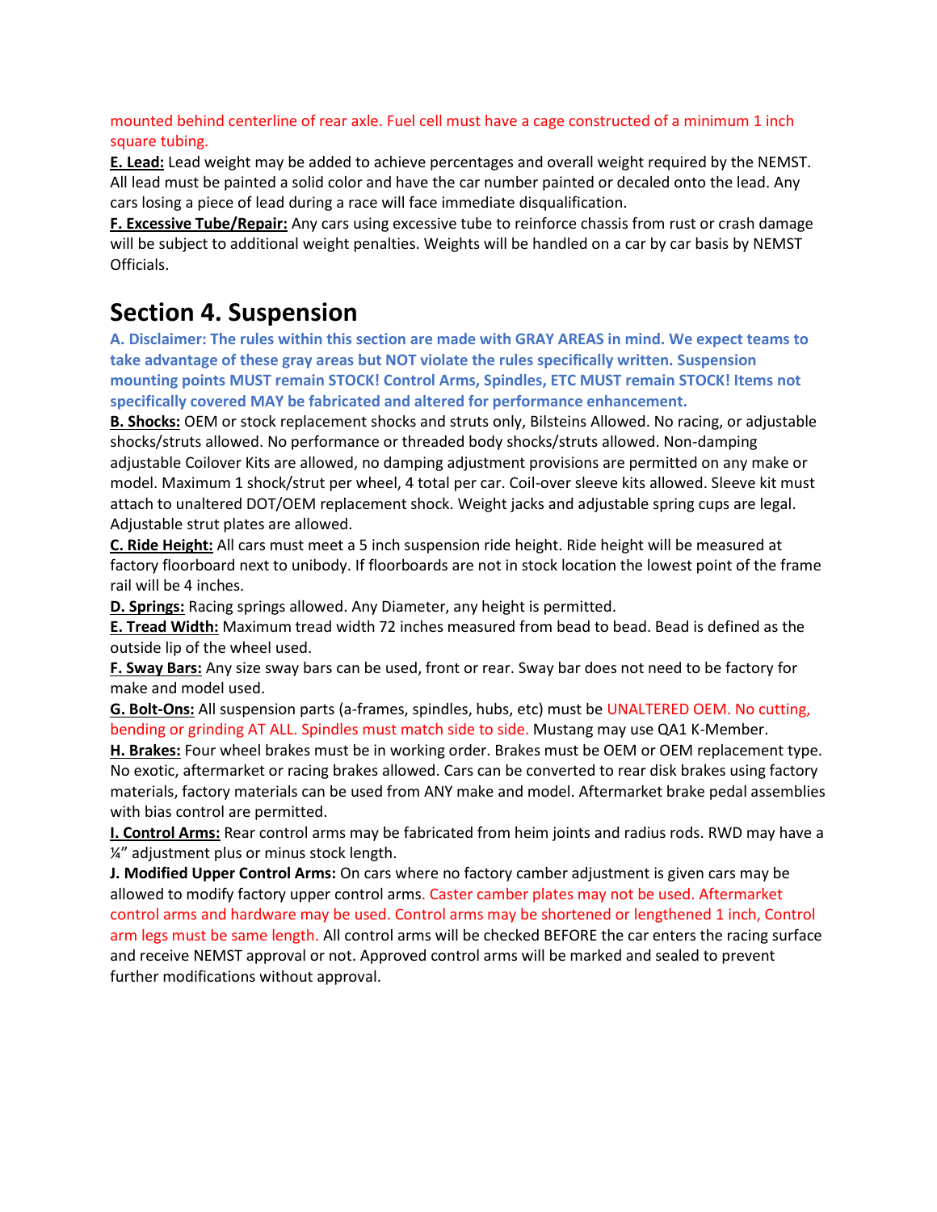mounted behind centerline of rear axle. Fuel cell must have a cage constructed of a minimum 1 inch square tubing.

**E. Lead:** Lead weight may be added to achieve percentages and overall weight required by the NEMST. All lead must be painted a solid color and have the car number painted or decaled onto the lead. Any cars losing a piece of lead during a race will face immediate disqualification.

**F. Excessive Tube/Repair:** Any cars using excessive tube to reinforce chassis from rust or crash damage will be subject to additional weight penalties. Weights will be handled on a car by car basis by NEMST Officials.

# Section 4. Suspension

**A. Disclaimer: The rules within this section are made with GRAY AREAS in mind. We expect teams to take advantage of these gray areas but NOT violate the rules specifically written. Suspension mounting points MUST remain STOCK! Control Arms, Spindles, ETC MUST remain STOCK! Items not specifically covered MAY be fabricated and altered for performance enhancement.**

**B. Shocks:** OEM or stock replacement shocks and struts only, Bilsteins Allowed. No racing, or adjustable shocks/struts allowed. No performance or threaded body shocks/struts allowed. Non-damping adjustable Coilover Kits are allowed, no damping adjustment provisions are permitted on any make or model. Maximum 1 shock/strut per wheel, 4 total per car. Coil-over sleeve kits allowed. Sleeve kit must attach to unaltered DOT/OEM replacement shock. Weight jacks and adjustable spring cups are legal. Adjustable strut plates are allowed.

**C. Ride Height:** All cars must meet a 5 inch suspension ride height. Ride height will be measured at factory floorboard next to unibody. If floorboards are not in stock location the lowest point of the frame rail will be 4 inches.

**D. Springs:** Racing springs allowed. Any Diameter, any height is permitted.

**E. Tread Width:** Maximum tread width 72 inches measured from bead to bead. Bead is defined as the outside lip of the wheel used.

**F. Sway Bars:** Any size sway bars can be used, front or rear. Sway bar does not need to be factory for make and model used.

**G. Bolt-Ons:** All suspension parts (a-frames, spindles, hubs, etc) must be UNALTERED OEM. No cutting, bending or grinding AT ALL. Spindles must match side to side. Mustang may use QA1 K-Member.

**H. Brakes:** Four wheel brakes must be in working order. Brakes must be OEM or OEM replacement type. No exotic, aftermarket or racing brakes allowed. Cars can be converted to rear disk brakes using factory materials, factory materials can be used from ANY make and model. Aftermarket brake pedal assemblies with bias control are permitted.

**I. Control Arms:** Rear control arms may be fabricated from heim joints and radius rods. RWD may have a ¼" adjustment plus or minus stock length.

**J. Modified Upper Control Arms:** On cars where no factory camber adjustment is given cars may be allowed to modify factory upper control arms. Caster camber plates may not be used. Aftermarket control arms and hardware may be used. Control arms may be shortened or lengthened 1 inch, Control arm legs must be same length. All control arms will be checked BEFORE the car enters the racing surface and receive NEMST approval or not. Approved control arms will be marked and sealed to prevent further modifications without approval.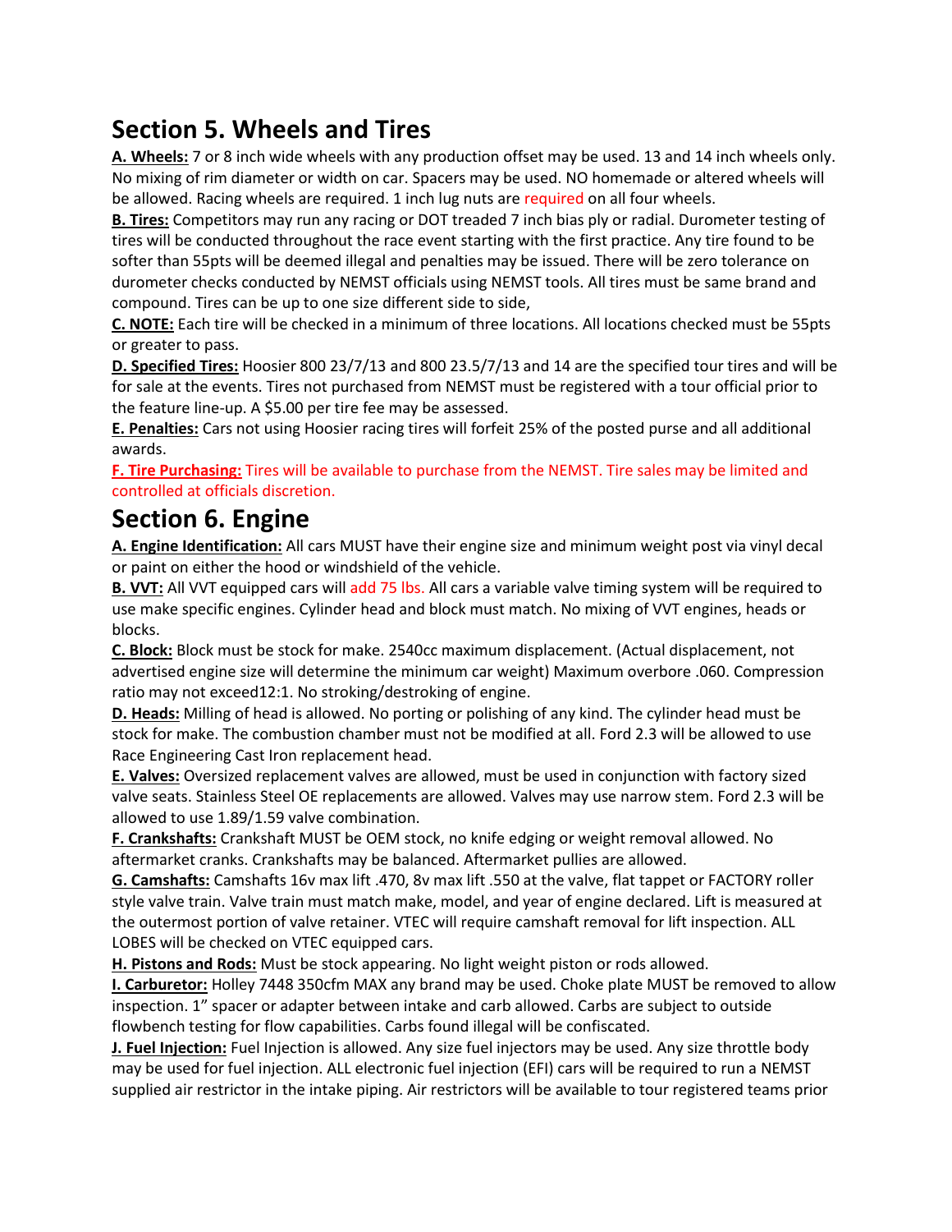## Section 5. Wheels and Tires

**A. Wheels:** 7 or 8 inch wide wheels with any production offset may be used. 13 and 14 inch wheels only. No mixing of rim diameter or width on car. Spacers may be used. NO homemade or altered wheels will be allowed. Racing wheels are required. 1 inch lug nuts are required on all four wheels.

**B. Tires:** Competitors may run any racing or DOT treaded 7 inch bias ply or radial. Durometer testing of tires will be conducted throughout the race event starting with the first practice. Any tire found to be softer than 55pts will be deemed illegal and penalties may be issued. There will be zero tolerance on durometer checks conducted by NEMST officials using NEMST tools. All tires must be same brand and compound. Tires can be up to one size different side to side,

**C. NOTE:** Each tire will be checked in a minimum of three locations. All locations checked must be 55pts or greater to pass.

**D. Specified Tires:** Hoosier 800 23/7/13 and 800 23.5/7/13 and 14 are the specified tour tires and will be for sale at the events. Tires not purchased from NEMST must be registered with a tour official prior to the feature line-up. A $5.00 per tire fee may be assessed.

**E. Penalties:** Cars not using Hoosier racing tires will forfeit 25% of the posted purse and all additional awards.

**F. Tire Purchasing:** Tires will be available to purchase from the NEMST. Tire sales may be limited and controlled at officials discretion.

## Section 6. Engine

**A. Engine Identification:** All cars MUST have their engine size and minimum weight post via vinyl decal or paint on either the hood or windshield of the vehicle.

**B. VVT:** All VVT equipped cars will add 75 lbs. All cars a variable valve timing system will be required to use make specific engines. Cylinder head and block must match. No mixing of VVT engines, heads or blocks.

**C. Block:** Block must be stock for make. 2540cc maximum displacement. (Actual displacement, not advertised engine size will determine the minimum car weight) Maximum overbore .060. Compression ratio may not exceed12:1. No stroking/destroking of engine.

**D. Heads:** Milling of head is allowed. No porting or polishing of any kind. The cylinder head must be stock for make. The combustion chamber must not be modified at all. Ford 2.3 will be allowed to use Race Engineering Cast Iron replacement head.

**E. Valves:** Oversized replacement valves are allowed, must be used in conjunction with factory sized valve seats. Stainless Steel OE replacements are allowed. Valves may use narrow stem. Ford 2.3 will be allowed to use 1.89/1.59 valve combination.

**F. Crankshafts:** Crankshaft MUST be OEM stock, no knife edging or weight removal allowed. No aftermarket cranks. Crankshafts may be balanced. Aftermarket pullies are allowed.

**G. Camshafts:** Camshafts 16v max lift .470, 8v max lift .550 at the valve, flat tappet or FACTORY roller style valve train. Valve train must match make, model, and year of engine declared. Lift is measured at the outermost portion of valve retainer. VTEC will require camshaft removal for lift inspection. ALL LOBES will be checked on VTEC equipped cars.

**H. Pistons and Rods:** Must be stock appearing. No light weight piston or rods allowed.

**I. Carburetor:** Holley 7448 350cfm MAX any brand may be used. Choke plate MUST be removed to allow inspection. 1" spacer or adapter between intake and carb allowed. Carbs are subject to outside flowbench testing for flow capabilities. Carbs found illegal will be confiscated.

**J. Fuel Injection:** Fuel Injection is allowed. Any size fuel injectors may be used. Any size throttle body may be used for fuel injection. ALL electronic fuel injection (EFI) cars will be required to run a NEMST supplied air restrictor in the intake piping. Air restrictors will be available to tour registered teams prior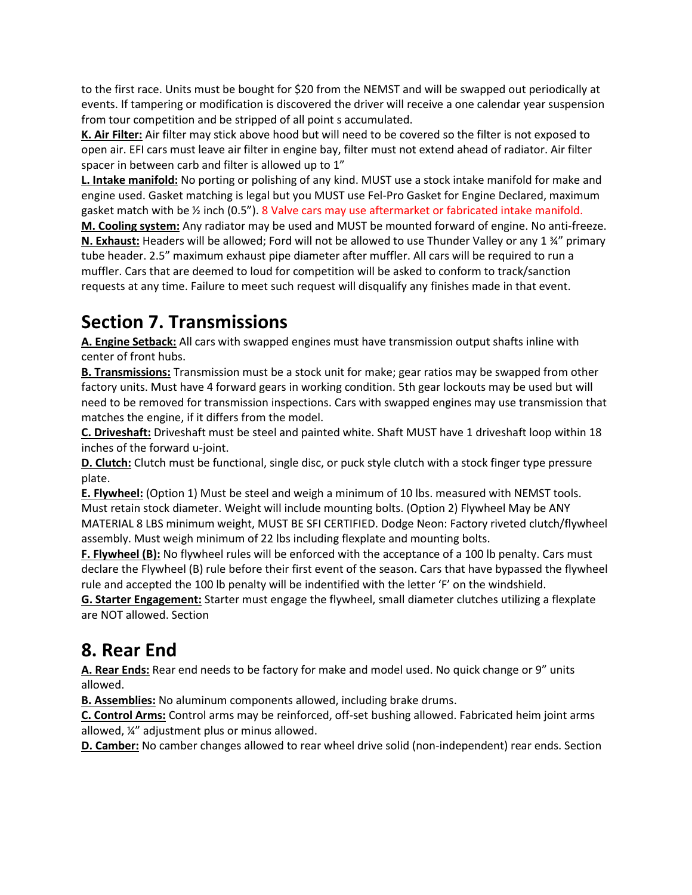to the first race. Units must be bought for $20 from the NEMST and will be swapped out periodically at events. If tampering or modification is discovered the driver will receive a one calendar year suspension from tour competition and be stripped of all point s accumulated.

**K. Air Filter:** Air filter may stick above hood but will need to be covered so the filter is not exposed to open air. EFI cars must leave air filter in engine bay, filter must not extend ahead of radiator. Air filter spacer in between carb and filter is allowed up to 1”

**L. Intake manifold:** No porting or polishing of any kind. MUST use a stock intake manifold for make and engine used. Gasket matching is legal but you MUST use Fel-Pro Gasket for Engine Declared, maximum gasket match with be ½ inch (0.5”). 8 Valve cars may use aftermarket or fabricated intake manifold.

**M. Cooling system:** Any radiator may be used and MUST be mounted forward of engine. No anti-freeze.

**N. Exhaust:** Headers will be allowed; Ford will not be allowed to use Thunder Valley or any 1 ¾” primary tube header. 2.5” maximum exhaust pipe diameter after muffler. All cars will be required to run a muffler. Cars that are deemed to loud for competition will be asked to conform to track/sanction requests at any time. Failure to meet such request will disqualify any finishes made in that event.

## Section 7. Transmissions

**A. Engine Setback:** All cars with swapped engines must have transmission output shafts inline with center of front hubs.

**B. Transmissions:** Transmission must be a stock unit for make; gear ratios may be swapped from other factory units. Must have 4 forward gears in working condition. 5th gear lockouts may be used but will need to be removed for transmission inspections. Cars with swapped engines may use transmission that matches the engine, if it differs from the model.

**C. Driveshaft:** Driveshaft must be steel and painted white. Shaft MUST have 1 driveshaft loop within 18 inches of the forward u-joint.

**D. Clutch:** Clutch must be functional, single disc, or puck style clutch with a stock finger type pressure plate.

**E. Flywheel:** (Option 1) Must be steel and weigh a minimum of 10 lbs. measured with NEMST tools. Must retain stock diameter. Weight will include mounting bolts. (Option 2) Flywheel May be ANY MATERIAL 8 LBS minimum weight, MUST BE SFI CERTIFIED. Dodge Neon: Factory riveted clutch/flywheel assembly. Must weigh minimum of 22 lbs including flexplate and mounting bolts.

**F. Flywheel (B):** No flywheel rules will be enforced with the acceptance of a 100 lb penalty. Cars must declare the Flywheel (B) rule before their first event of the season. Cars that have bypassed the flywheel rule and accepted the 100 lb penalty will be indentified with the letter ‘F’ on the windshield.

**G. Starter Engagement:** Starter must engage the flywheel, small diameter clutches utilizing a flexplate are NOT allowed. Section

## 8. Rear End

**A. Rear Ends:** Rear end needs to be factory for make and model used. No quick change or 9” units allowed.

**B. Assemblies:** No aluminum components allowed, including brake drums.

**C. Control Arms:** Control arms may be reinforced, off-set bushing allowed. Fabricated heim joint arms allowed, ¼” adjustment plus or minus allowed.

**D. Camber:** No camber changes allowed to rear wheel drive solid (non-independent) rear ends. Section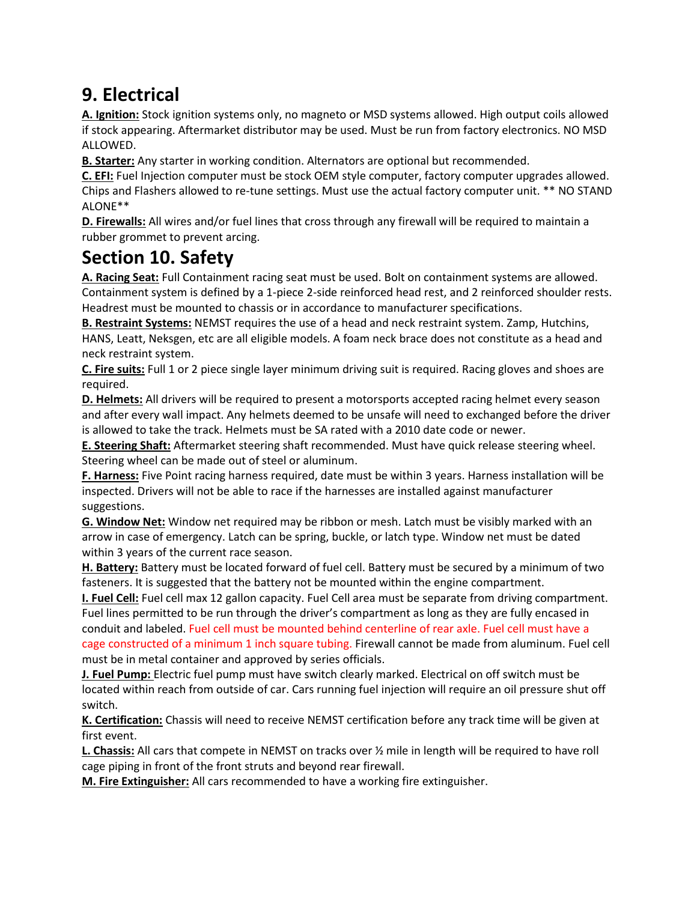## 9. Electrical

**A. Ignition:** Stock ignition systems only, no magneto or MSD systems allowed. High output coils allowed if stock appearing. Aftermarket distributor may be used. Must be run from factory electronics. NO MSD ALLOWED.

**B. Starter:** Any starter in working condition. Alternators are optional but recommended.

**C. EFI:** Fuel Injection computer must be stock OEM style computer, factory computer upgrades allowed. Chips and Flashers allowed to re-tune settings. Must use the actual factory computer unit. ** NO STAND ALONE**

**D. Firewalls:** All wires and/or fuel lines that cross through any firewall will be required to maintain a rubber grommet to prevent arcing.

## Section 10. Safety

**A. Racing Seat:** Full Containment racing seat must be used. Bolt on containment systems are allowed. Containment system is defined by a 1-piece 2-side reinforced head rest, and 2 reinforced shoulder rests. Headrest must be mounted to chassis or in accordance to manufacturer specifications.

**B. Restraint Systems:** NEMST requires the use of a head and neck restraint system. Zamp, Hutchins, HANS, Leatt, Neksgen, etc are all eligible models. A foam neck brace does not constitute as a head and neck restraint system.

**C. Fire suits:** Full 1 or 2 piece single layer minimum driving suit is required. Racing gloves and shoes are required.

**D. Helmets:** All drivers will be required to present a motorsports accepted racing helmet every season and after every wall impact. Any helmets deemed to be unsafe will need to exchanged before the driver is allowed to take the track. Helmets must be SA rated with a 2010 date code or newer.

**E. Steering Shaft:** Aftermarket steering shaft recommended. Must have quick release steering wheel. Steering wheel can be made out of steel or aluminum.

**F. Harness:** Five Point racing harness required, date must be within 3 years. Harness installation will be inspected. Drivers will not be able to race if the harnesses are installed against manufacturer suggestions.

**G. Window Net:** Window net required may be ribbon or mesh. Latch must be visibly marked with an arrow in case of emergency. Latch can be spring, buckle, or latch type. Window net must be dated within 3 years of the current race season.

**H. Battery:** Battery must be located forward of fuel cell. Battery must be secured by a minimum of two fasteners. It is suggested that the battery not be mounted within the engine compartment.

**I. Fuel Cell:** Fuel cell max 12 gallon capacity. Fuel Cell area must be separate from driving compartment. Fuel lines permitted to be run through the driver's compartment as long as they are fully encased in conduit and labeled. Fuel cell must be mounted behind centerline of rear axle. Fuel cell must have a cage constructed of a minimum 1 inch square tubing. Firewall cannot be made from aluminum. Fuel cell must be in metal container and approved by series officials.

**J. Fuel Pump:** Electric fuel pump must have switch clearly marked. Electrical on off switch must be located within reach from outside of car. Cars running fuel injection will require an oil pressure shut off switch.

**K. Certification:** Chassis will need to receive NEMST certification before any track time will be given at first event.

**L. Chassis:** All cars that compete in NEMST on tracks over ½ mile in length will be required to have roll cage piping in front of the front struts and beyond rear firewall.

**M. Fire Extinguisher:** All cars recommended to have a working fire extinguisher.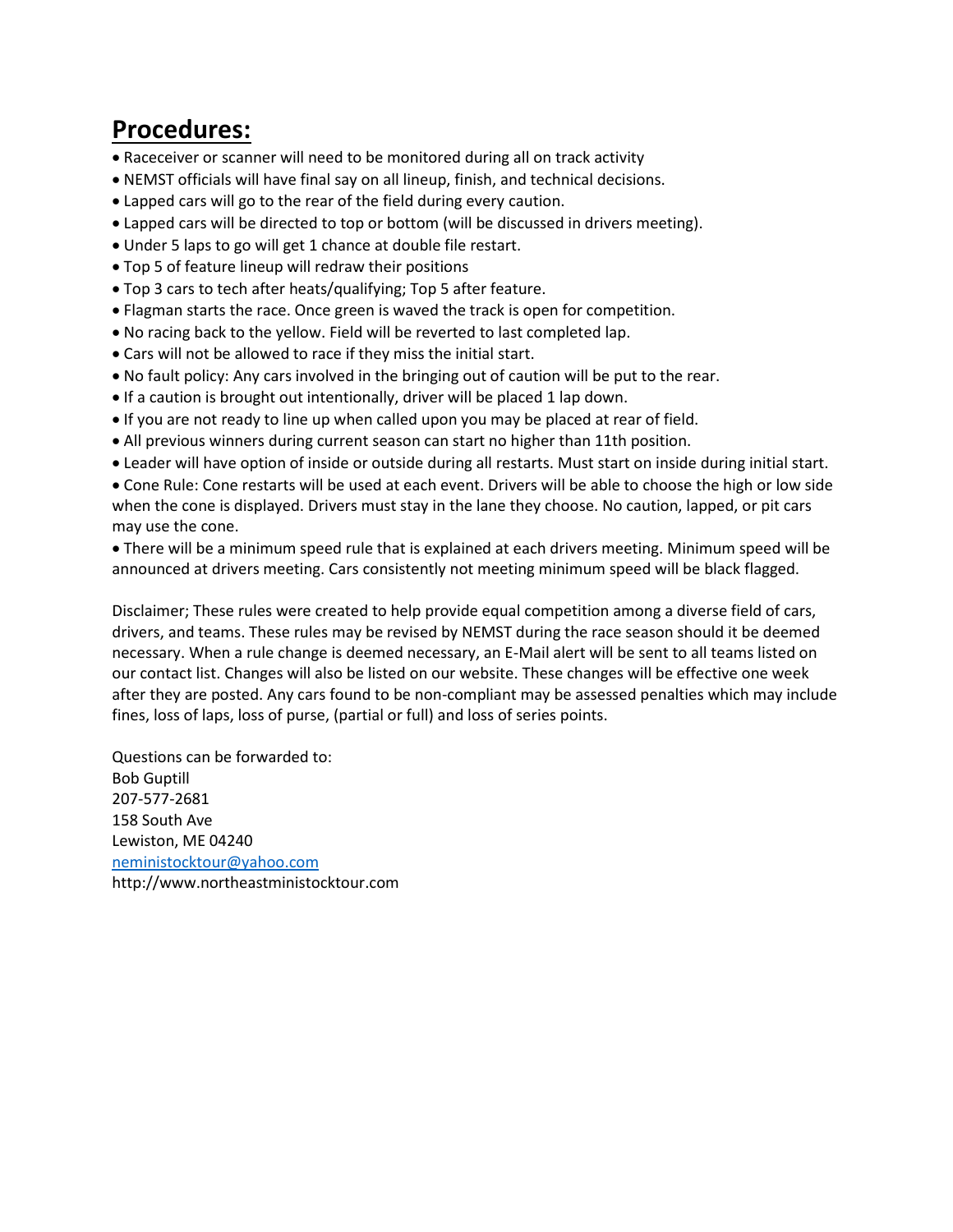## Procedures:

- Raceceiver or scanner will need to be monitored during all on track activity
- NEMST officials will have final say on all lineup, finish, and technical decisions.
- Lapped cars will go to the rear of the field during every caution.
- Lapped cars will be directed to top or bottom (will be discussed in drivers meeting).
- Under 5 laps to go will get 1 chance at double file restart.
- Top 5 of feature lineup will redraw their positions
- Top 3 cars to tech after heats/qualifying; Top 5 after feature.
- Flagman starts the race. Once green is waved the track is open for competition.
- No racing back to the yellow. Field will be reverted to last completed lap.
- Cars will not be allowed to race if they miss the initial start.
- No fault policy: Any cars involved in the bringing out of caution will be put to the rear.
- If a caution is brought out intentionally, driver will be placed 1 lap down.
- If you are not ready to line up when called upon you may be placed at rear of field.
- All previous winners during current season can start no higher than 11th position.
- Leader will have option of inside or outside during all restarts. Must start on inside during initial start.
- Cone Rule: Cone restarts will be used at each event. Drivers will be able to choose the high or low side when the cone is displayed. Drivers must stay in the lane they choose. No caution, lapped, or pit cars may use the cone.
- There will be a minimum speed rule that is explained at each drivers meeting. Minimum speed will be announced at drivers meeting. Cars consistently not meeting minimum speed will be black flagged.

Disclaimer; These rules were created to help provide equal competition among a diverse field of cars, drivers, and teams. These rules may be revised by NEMST during the race season should it be deemed necessary. When a rule change is deemed necessary, an E-Mail alert will be sent to all teams listed on our contact list. Changes will also be listed on our website. These changes will be effective one week after they are posted. Any cars found to be non-compliant may be assessed penalties which may include fines, loss of laps, loss of purse, (partial or full) and loss of series points.

Questions can be forwarded to:
Bob Guptill
207-577-2681
158 South Ave
Lewiston, ME 04240
neministocktour@yahoo.com
http://www.northeastministocktour.com